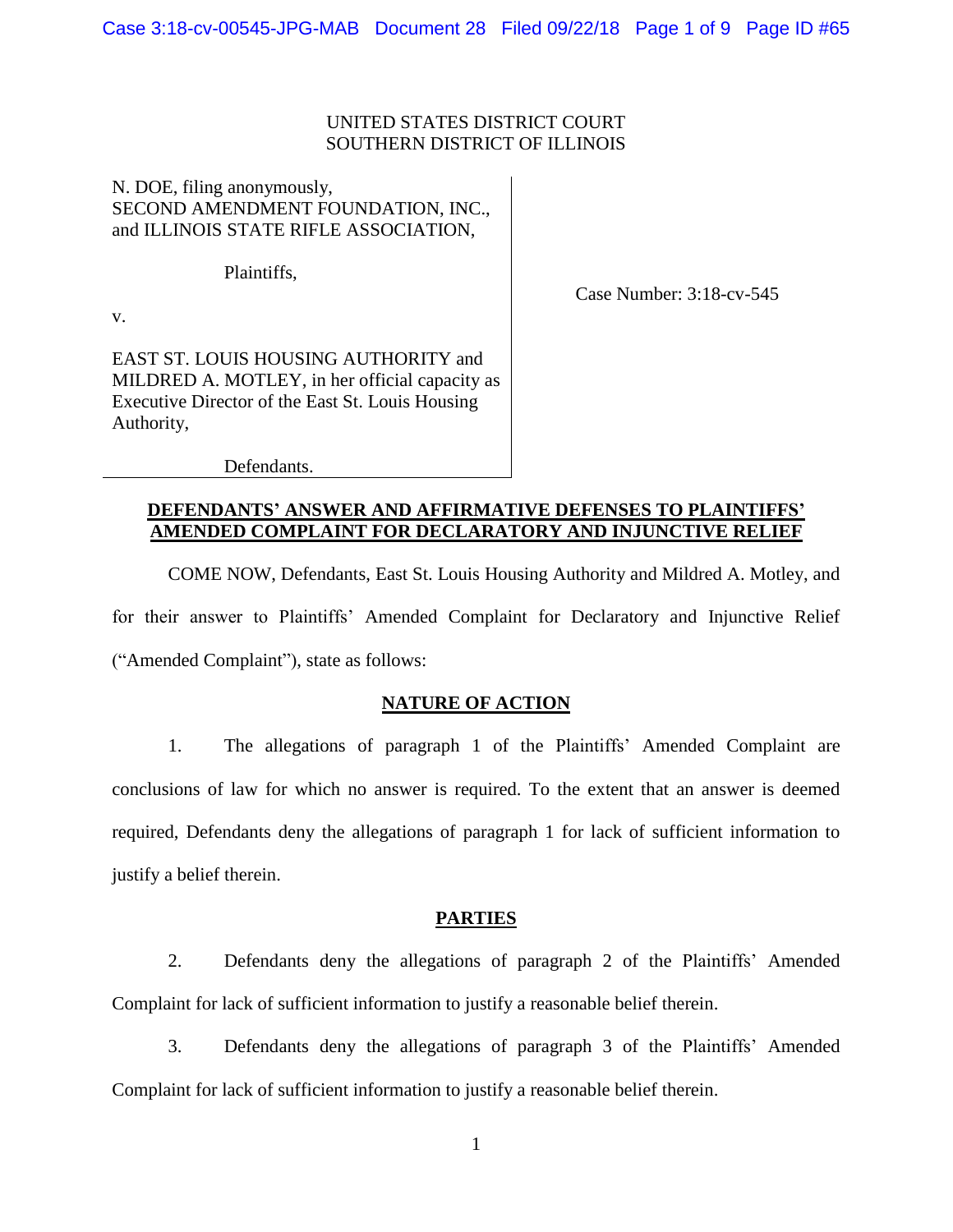UNITED STATES DISTRICT COURT
SOUTHERN DISTRICT OF ILLINOIS

N. DOE, filing anonymously,
SECOND AMENDMENT FOUNDATION, INC.,
and ILLINOIS STATE RIFLE ASSOCIATION,

Plaintiffs,

v.

EAST ST. LOUIS HOUSING AUTHORITY and MILDRED A. MOTLEY, in her official capacity as Executive Director of the East St. Louis Housing Authority,

Defendants.

Case Number: 3:18-cv-545

**DEFENDANTS' ANSWER AND AFFIRMATIVE DEFENSES TO PLAINTIFFS' AMENDED COMPLAINT FOR DECLARATORY AND INJUNCTIVE RELIEF**

COME NOW, Defendants, East St. Louis Housing Authority and Mildred A. Motley, and for their answer to Plaintiffs' Amended Complaint for Declaratory and Injunctive Relief ("Amended Complaint"), state as follows:

**NATURE OF ACTION**

1. The allegations of paragraph 1 of the Plaintiffs' Amended Complaint are conclusions of law for which no answer is required. To the extent that an answer is deemed required, Defendants deny the allegations of paragraph 1 for lack of sufficient information to justify a belief therein.

**PARTIES**

2. Defendants deny the allegations of paragraph 2 of the Plaintiffs' Amended Complaint for lack of sufficient information to justify a reasonable belief therein.

3. Defendants deny the allegations of paragraph 3 of the Plaintiffs' Amended Complaint for lack of sufficient information to justify a reasonable belief therein.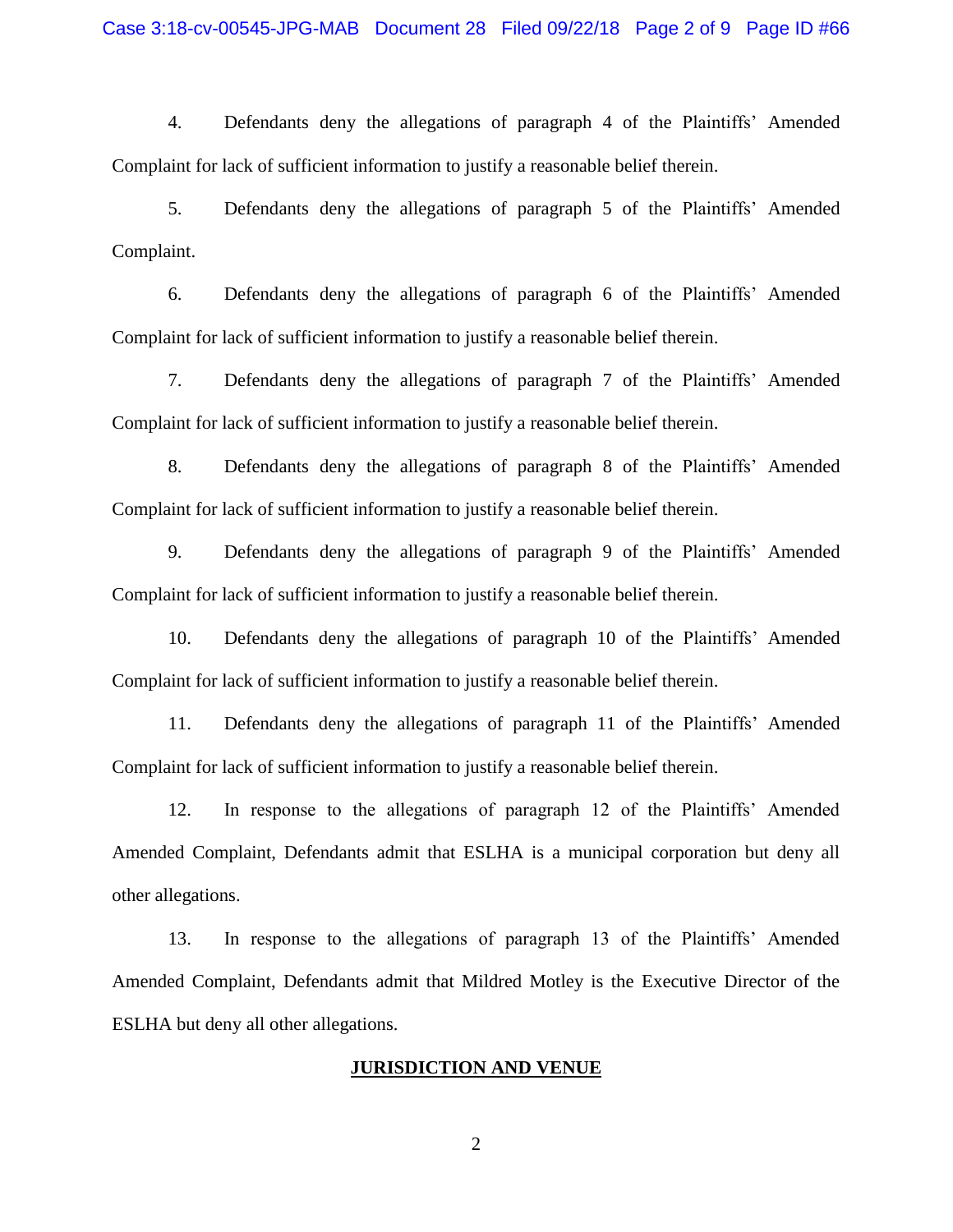4. Defendants deny the allegations of paragraph 4 of the Plaintiffs' Amended Complaint for lack of sufficient information to justify a reasonable belief therein.

5. Defendants deny the allegations of paragraph 5 of the Plaintiffs' Amended Complaint.

6. Defendants deny the allegations of paragraph 6 of the Plaintiffs' Amended Complaint for lack of sufficient information to justify a reasonable belief therein.

7. Defendants deny the allegations of paragraph 7 of the Plaintiffs' Amended Complaint for lack of sufficient information to justify a reasonable belief therein.

8. Defendants deny the allegations of paragraph 8 of the Plaintiffs' Amended Complaint for lack of sufficient information to justify a reasonable belief therein.

9. Defendants deny the allegations of paragraph 9 of the Plaintiffs' Amended Complaint for lack of sufficient information to justify a reasonable belief therein.

10. Defendants deny the allegations of paragraph 10 of the Plaintiffs' Amended Complaint for lack of sufficient information to justify a reasonable belief therein.

11. Defendants deny the allegations of paragraph 11 of the Plaintiffs' Amended Complaint for lack of sufficient information to justify a reasonable belief therein.

12. In response to the allegations of paragraph 12 of the Plaintiffs' Amended Amended Complaint, Defendants admit that ESLHA is a municipal corporation but deny all other allegations.

13. In response to the allegations of paragraph 13 of the Plaintiffs' Amended Amended Complaint, Defendants admit that Mildred Motley is the Executive Director of the ESLHA but deny all other allegations.

**JURISDICTION AND VENUE**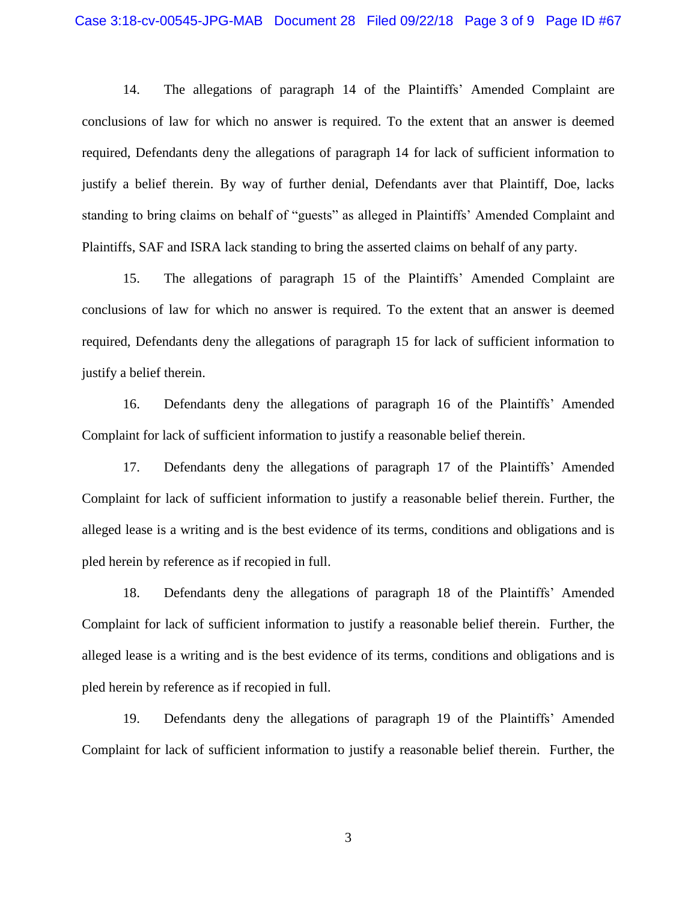14. The allegations of paragraph 14 of the Plaintiffs' Amended Complaint are conclusions of law for which no answer is required. To the extent that an answer is deemed required, Defendants deny the allegations of paragraph 14 for lack of sufficient information to justify a belief therein. By way of further denial, Defendants aver that Plaintiff, Doe, lacks standing to bring claims on behalf of "guests" as alleged in Plaintiffs' Amended Complaint and Plaintiffs, SAF and ISRA lack standing to bring the asserted claims on behalf of any party.

15. The allegations of paragraph 15 of the Plaintiffs' Amended Complaint are conclusions of law for which no answer is required. To the extent that an answer is deemed required, Defendants deny the allegations of paragraph 15 for lack of sufficient information to justify a belief therein.

16. Defendants deny the allegations of paragraph 16 of the Plaintiffs' Amended Complaint for lack of sufficient information to justify a reasonable belief therein.

17. Defendants deny the allegations of paragraph 17 of the Plaintiffs' Amended Complaint for lack of sufficient information to justify a reasonable belief therein. Further, the alleged lease is a writing and is the best evidence of its terms, conditions and obligations and is pled herein by reference as if recopied in full.

18. Defendants deny the allegations of paragraph 18 of the Plaintiffs' Amended Complaint for lack of sufficient information to justify a reasonable belief therein. Further, the alleged lease is a writing and is the best evidence of its terms, conditions and obligations and is pled herein by reference as if recopied in full.

19. Defendants deny the allegations of paragraph 19 of the Plaintiffs' Amended Complaint for lack of sufficient information to justify a reasonable belief therein. Further, the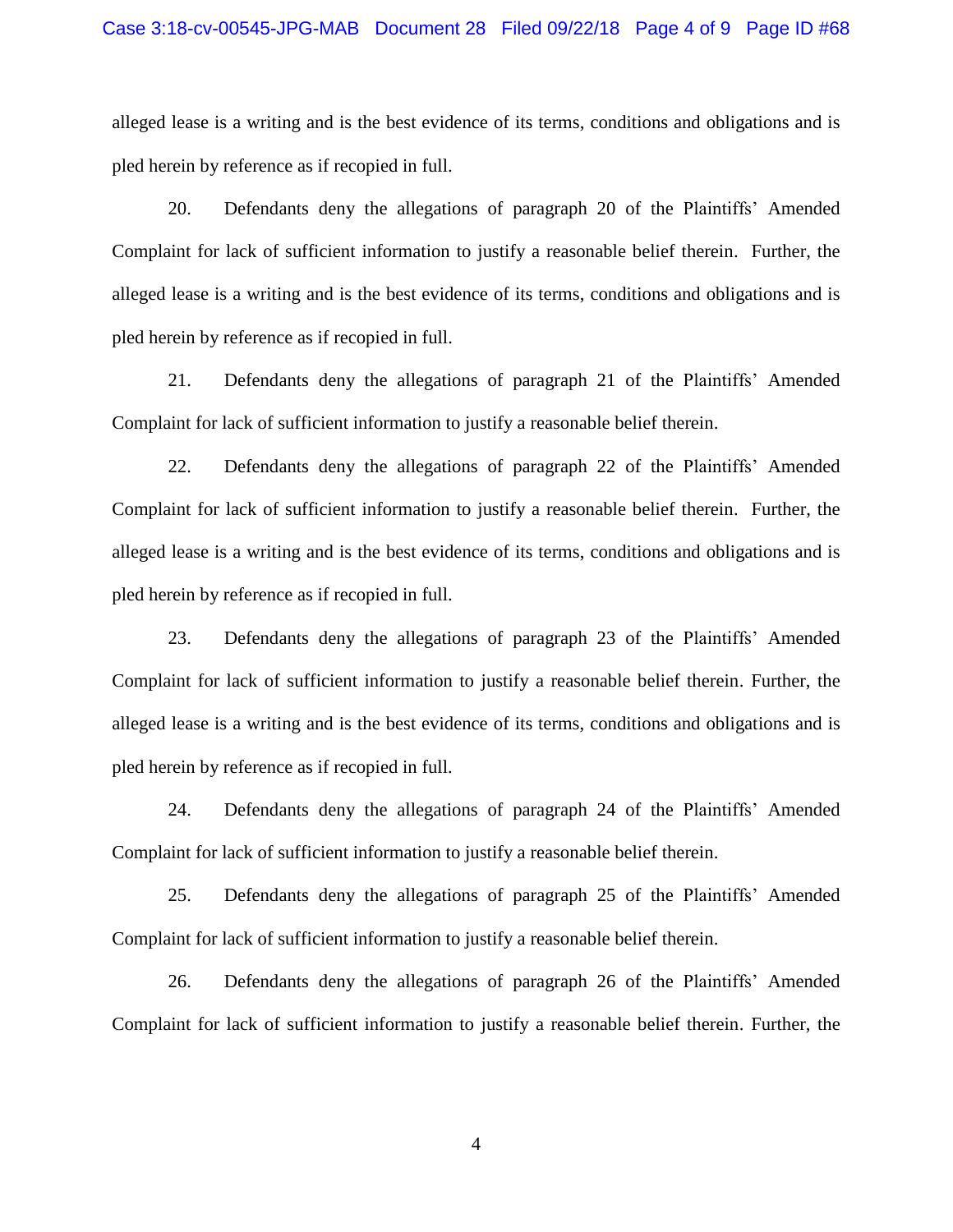alleged lease is a writing and is the best evidence of its terms, conditions and obligations and is pled herein by reference as if recopied in full.

20. Defendants deny the allegations of paragraph 20 of the Plaintiffs' Amended Complaint for lack of sufficient information to justify a reasonable belief therein. Further, the alleged lease is a writing and is the best evidence of its terms, conditions and obligations and is pled herein by reference as if recopied in full.

21. Defendants deny the allegations of paragraph 21 of the Plaintiffs' Amended Complaint for lack of sufficient information to justify a reasonable belief therein.

22. Defendants deny the allegations of paragraph 22 of the Plaintiffs' Amended Complaint for lack of sufficient information to justify a reasonable belief therein. Further, the alleged lease is a writing and is the best evidence of its terms, conditions and obligations and is pled herein by reference as if recopied in full.

23. Defendants deny the allegations of paragraph 23 of the Plaintiffs' Amended Complaint for lack of sufficient information to justify a reasonable belief therein. Further, the alleged lease is a writing and is the best evidence of its terms, conditions and obligations and is pled herein by reference as if recopied in full.

24. Defendants deny the allegations of paragraph 24 of the Plaintiffs' Amended Complaint for lack of sufficient information to justify a reasonable belief therein.

25. Defendants deny the allegations of paragraph 25 of the Plaintiffs' Amended Complaint for lack of sufficient information to justify a reasonable belief therein.

26. Defendants deny the allegations of paragraph 26 of the Plaintiffs' Amended Complaint for lack of sufficient information to justify a reasonable belief therein. Further, the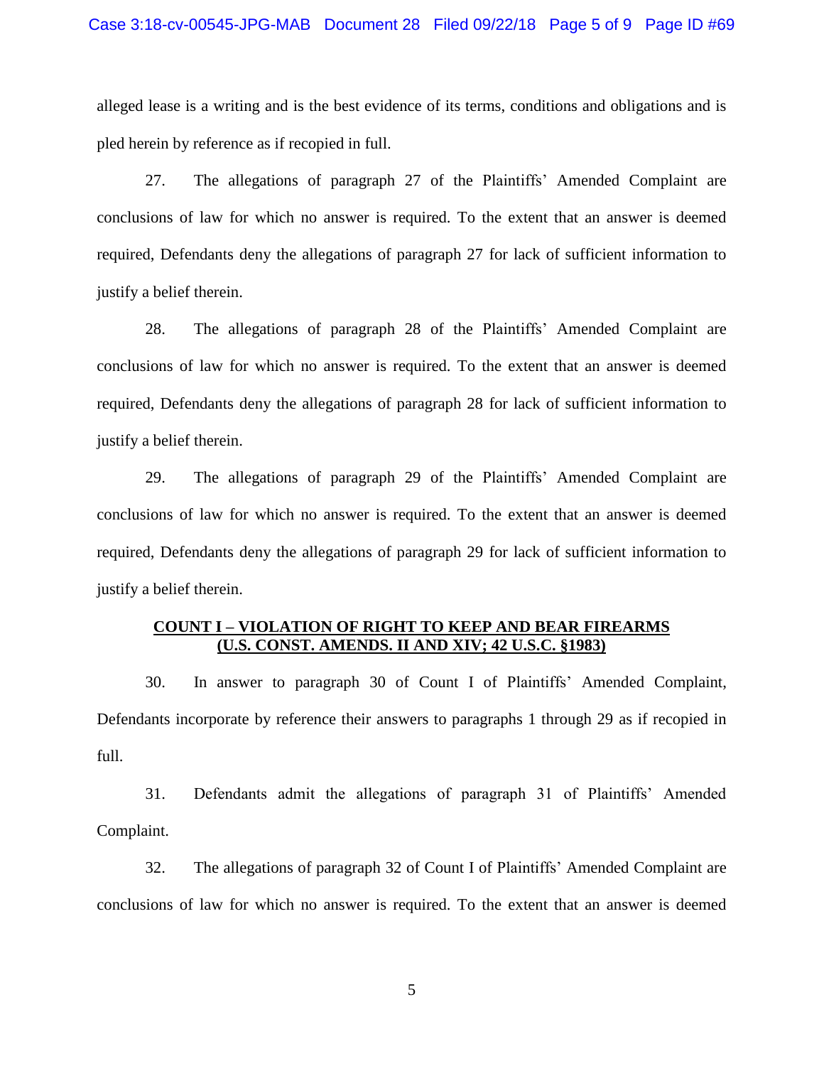alleged lease is a writing and is the best evidence of its terms, conditions and obligations and is pled herein by reference as if recopied in full.

27. The allegations of paragraph 27 of the Plaintiffs' Amended Complaint are conclusions of law for which no answer is required. To the extent that an answer is deemed required, Defendants deny the allegations of paragraph 27 for lack of sufficient information to justify a belief therein.

28. The allegations of paragraph 28 of the Plaintiffs' Amended Complaint are conclusions of law for which no answer is required. To the extent that an answer is deemed required, Defendants deny the allegations of paragraph 28 for lack of sufficient information to justify a belief therein.

29. The allegations of paragraph 29 of the Plaintiffs' Amended Complaint are conclusions of law for which no answer is required. To the extent that an answer is deemed required, Defendants deny the allegations of paragraph 29 for lack of sufficient information to justify a belief therein.

**COUNT I – VIOLATION OF RIGHT TO KEEP AND BEAR FIREARMS**
**(U.S. CONST. AMENDS. II AND XIV; 42 U.S.C. §1983)**

30. In answer to paragraph 30 of Count I of Plaintiffs' Amended Complaint, Defendants incorporate by reference their answers to paragraphs 1 through 29 as if recopied in full.

31. Defendants admit the allegations of paragraph 31 of Plaintiffs' Amended Complaint.

32. The allegations of paragraph 32 of Count I of Plaintiffs' Amended Complaint are conclusions of law for which no answer is required. To the extent that an answer is deemed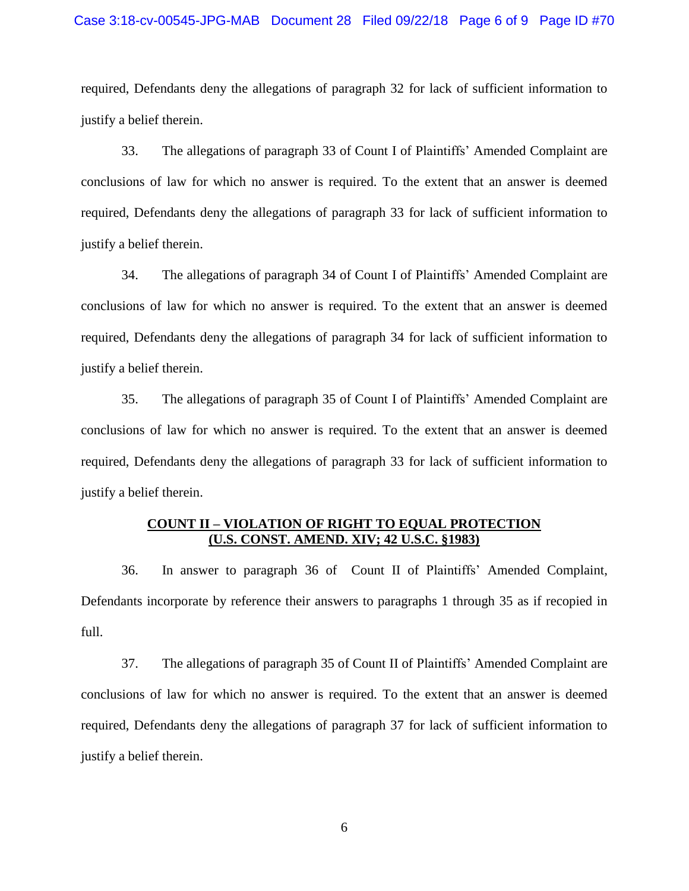required, Defendants deny the allegations of paragraph 32 for lack of sufficient information to justify a belief therein.

33. The allegations of paragraph 33 of Count I of Plaintiffs' Amended Complaint are conclusions of law for which no answer is required. To the extent that an answer is deemed required, Defendants deny the allegations of paragraph 33 for lack of sufficient information to justify a belief therein.

34. The allegations of paragraph 34 of Count I of Plaintiffs' Amended Complaint are conclusions of law for which no answer is required. To the extent that an answer is deemed required, Defendants deny the allegations of paragraph 34 for lack of sufficient information to justify a belief therein.

35. The allegations of paragraph 35 of Count I of Plaintiffs' Amended Complaint are conclusions of law for which no answer is required. To the extent that an answer is deemed required, Defendants deny the allegations of paragraph 33 for lack of sufficient information to justify a belief therein.

**COUNT II – VIOLATION OF RIGHT TO EQUAL PROTECTION**
**(U.S. CONST. AMEND. XIV; 42 U.S.C. §1983)**

36. In answer to paragraph 36 of Count II of Plaintiffs' Amended Complaint, Defendants incorporate by reference their answers to paragraphs 1 through 35 as if recopied in full.

37. The allegations of paragraph 35 of Count II of Plaintiffs' Amended Complaint are conclusions of law for which no answer is required. To the extent that an answer is deemed required, Defendants deny the allegations of paragraph 37 for lack of sufficient information to justify a belief therein.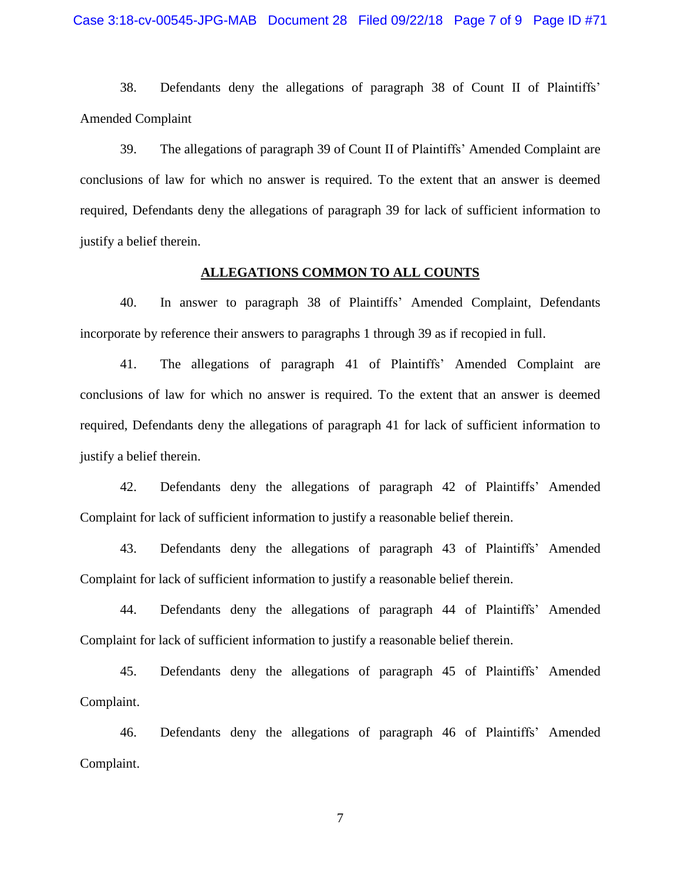38. Defendants deny the allegations of paragraph 38 of Count II of Plaintiffs' Amended Complaint

39. The allegations of paragraph 39 of Count II of Plaintiffs' Amended Complaint are conclusions of law for which no answer is required. To the extent that an answer is deemed required, Defendants deny the allegations of paragraph 39 for lack of sufficient information to justify a belief therein.

## ALLEGATIONS COMMON TO ALL COUNTS

40. In answer to paragraph 38 of Plaintiffs' Amended Complaint, Defendants incorporate by reference their answers to paragraphs 1 through 39 as if recopied in full.

41. The allegations of paragraph 41 of Plaintiffs' Amended Complaint are conclusions of law for which no answer is required. To the extent that an answer is deemed required, Defendants deny the allegations of paragraph 41 for lack of sufficient information to justify a belief therein.

42. Defendants deny the allegations of paragraph 42 of Plaintiffs' Amended Complaint for lack of sufficient information to justify a reasonable belief therein.

43. Defendants deny the allegations of paragraph 43 of Plaintiffs' Amended Complaint for lack of sufficient information to justify a reasonable belief therein.

44. Defendants deny the allegations of paragraph 44 of Plaintiffs' Amended Complaint for lack of sufficient information to justify a reasonable belief therein.

45. Defendants deny the allegations of paragraph 45 of Plaintiffs' Amended Complaint.

46. Defendants deny the allegations of paragraph 46 of Plaintiffs' Amended Complaint.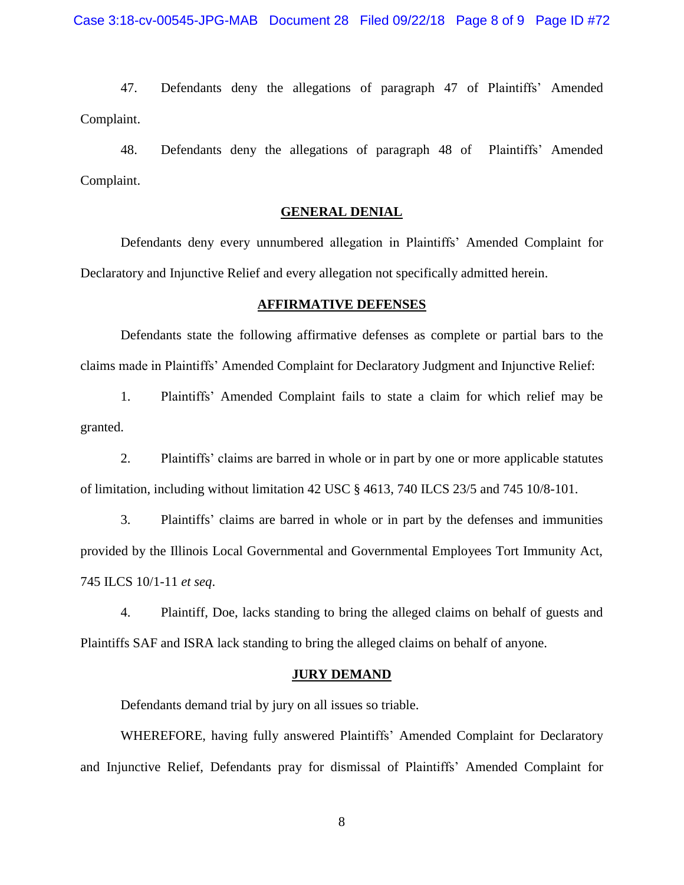47. Defendants deny the allegations of paragraph 47 of Plaintiffs' Amended Complaint.

48. Defendants deny the allegations of paragraph 48 of Plaintiffs' Amended Complaint.

## GENERAL DENIAL

Defendants deny every unnumbered allegation in Plaintiffs' Amended Complaint for Declaratory and Injunctive Relief and every allegation not specifically admitted herein.

## AFFIRMATIVE DEFENSES

Defendants state the following affirmative defenses as complete or partial bars to the claims made in Plaintiffs' Amended Complaint for Declaratory Judgment and Injunctive Relief:

1. Plaintiffs' Amended Complaint fails to state a claim for which relief may be granted.

2. Plaintiffs' claims are barred in whole or in part by one or more applicable statutes of limitation, including without limitation 42 USC § 4613, 740 ILCS 23/5 and 745 10/8-101.

3. Plaintiffs' claims are barred in whole or in part by the defenses and immunities provided by the Illinois Local Governmental and Governmental Employees Tort Immunity Act, 745 ILCS 10/1-11 *et seq*.

4. Plaintiff, Doe, lacks standing to bring the alleged claims on behalf of guests and Plaintiffs SAF and ISRA lack standing to bring the alleged claims on behalf of anyone.

## JURY DEMAND

Defendants demand trial by jury on all issues so triable.

WHEREFORE, having fully answered Plaintiffs' Amended Complaint for Declaratory and Injunctive Relief, Defendants pray for dismissal of Plaintiffs' Amended Complaint for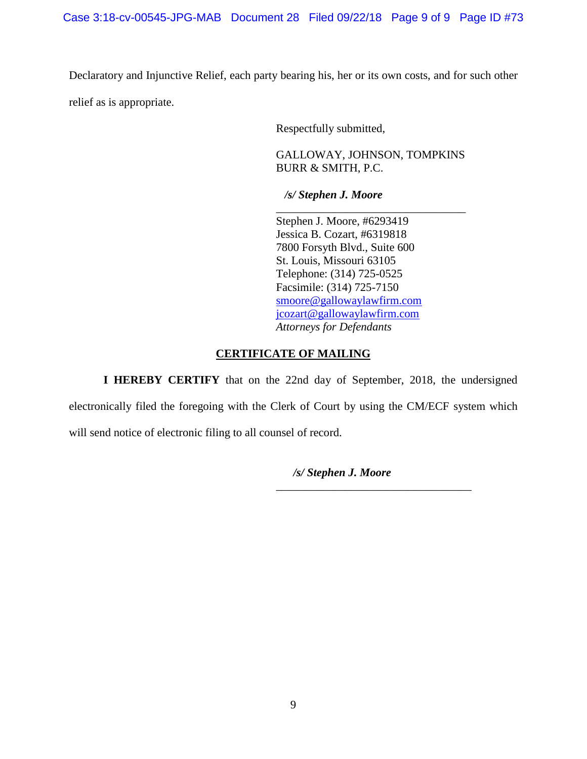Declaratory and Injunctive Relief, each party bearing his, her or its own costs, and for such other relief as is appropriate.

Respectfully submitted,

GALLOWAY, JOHNSON, TOMPKINS
BURR & SMITH, P.C.

***/s/ Stephen J. Moore***

Stephen J. Moore, #6293419
Jessica B. Cozart, #6319818
7800 Forsyth Blvd., Suite 600
St. Louis, Missouri 63105
Telephone: (314) 725-0525
Facsimile: (314) 725-7150
smoore@gallowaylawfirm.com
jcozart@gallowaylawfirm.com
*Attorneys for Defendants*

## CERTIFICATE OF MAILING

**I HEREBY CERTIFY** that on the 22nd day of September, 2018, the undersigned electronically filed the foregoing with the Clerk of Court by using the CM/ECF system which will send notice of electronic filing to all counsel of record.

***/s/ Stephen J. Moore***